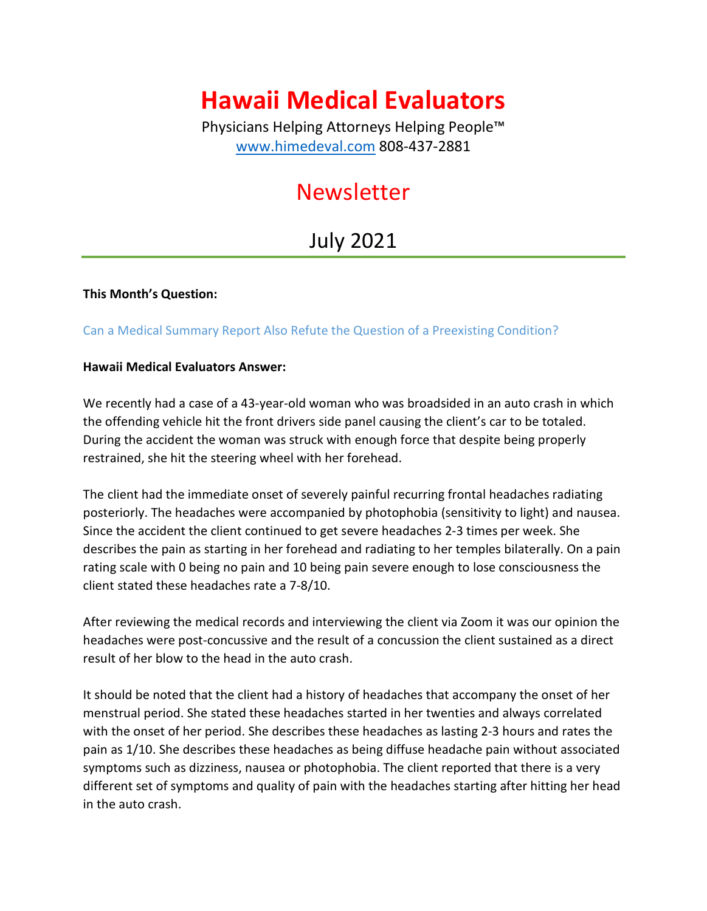# Hawaii Medical Evaluators

Physicians Helping Attorneys Helping People™
[www.himedeval.com](http://www.himedeval.com) 808-437-2881

## Newsletter

## July 2021

---

**This Month's Question:**

Can a Medical Summary Report Also Refute the Question of a Preexisting Condition?

**Hawaii Medical Evaluators Answer:**

We recently had a case of a 43-year-old woman who was broadsided in an auto crash in which the offending vehicle hit the front drivers side panel causing the client's car to be totaled. During the accident the woman was struck with enough force that despite being properly restrained, she hit the steering wheel with her forehead.

The client had the immediate onset of severely painful recurring frontal headaches radiating posteriorly. The headaches were accompanied by photophobia (sensitivity to light) and nausea. Since the accident the client continued to get severe headaches 2-3 times per week. She describes the pain as starting in her forehead and radiating to her temples bilaterally. On a pain rating scale with 0 being no pain and 10 being pain severe enough to lose consciousness the client stated these headaches rate a 7-8/10.

After reviewing the medical records and interviewing the client via Zoom it was our opinion the headaches were post-concussive and the result of a concussion the client sustained as a direct result of her blow to the head in the auto crash.

It should be noted that the client had a history of headaches that accompany the onset of her menstrual period. She stated these headaches started in her twenties and always correlated with the onset of her period. She describes these headaches as lasting 2-3 hours and rates the pain as 1/10. She describes these headaches as being diffuse headache pain without associated symptoms such as dizziness, nausea or photophobia. The client reported that there is a very different set of symptoms and quality of pain with the headaches starting after hitting her head in the auto crash.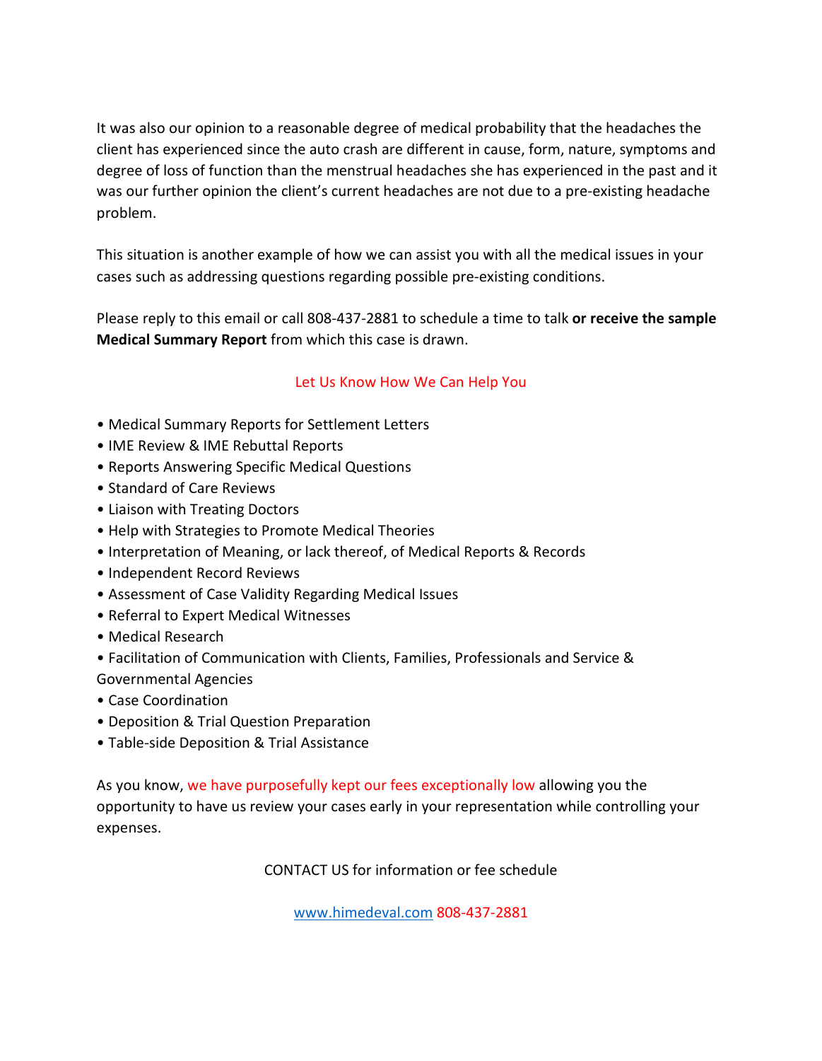It was also our opinion to a reasonable degree of medical probability that the headaches the client has experienced since the auto crash are different in cause, form, nature, symptoms and degree of loss of function than the menstrual headaches she has experienced in the past and it was our further opinion the client's current headaches are not due to a pre-existing headache problem.

This situation is another example of how we can assist you with all the medical issues in your cases such as addressing questions regarding possible pre-existing conditions.

Please reply to this email or call 808-437-2881 to schedule a time to talk **or receive the sample Medical Summary Report** from which this case is drawn.

Let Us Know How We Can Help You

- Medical Summary Reports for Settlement Letters
- IME Review & IME Rebuttal Reports
- Reports Answering Specific Medical Questions
- Standard of Care Reviews
- Liaison with Treating Doctors
- Help with Strategies to Promote Medical Theories
- Interpretation of Meaning, or lack thereof, of Medical Reports & Records
- Independent Record Reviews
- Assessment of Case Validity Regarding Medical Issues
- Referral to Expert Medical Witnesses
- Medical Research
- Facilitation of Communication with Clients, Families, Professionals and Service & Governmental Agencies
- Case Coordination
- Deposition & Trial Question Preparation
- Table-side Deposition & Trial Assistance

As you know, we have purposefully kept our fees exceptionally low allowing you the opportunity to have us review your cases early in your representation while controlling your expenses.

CONTACT US for information or fee schedule

www.himedeval.com 808-437-2881